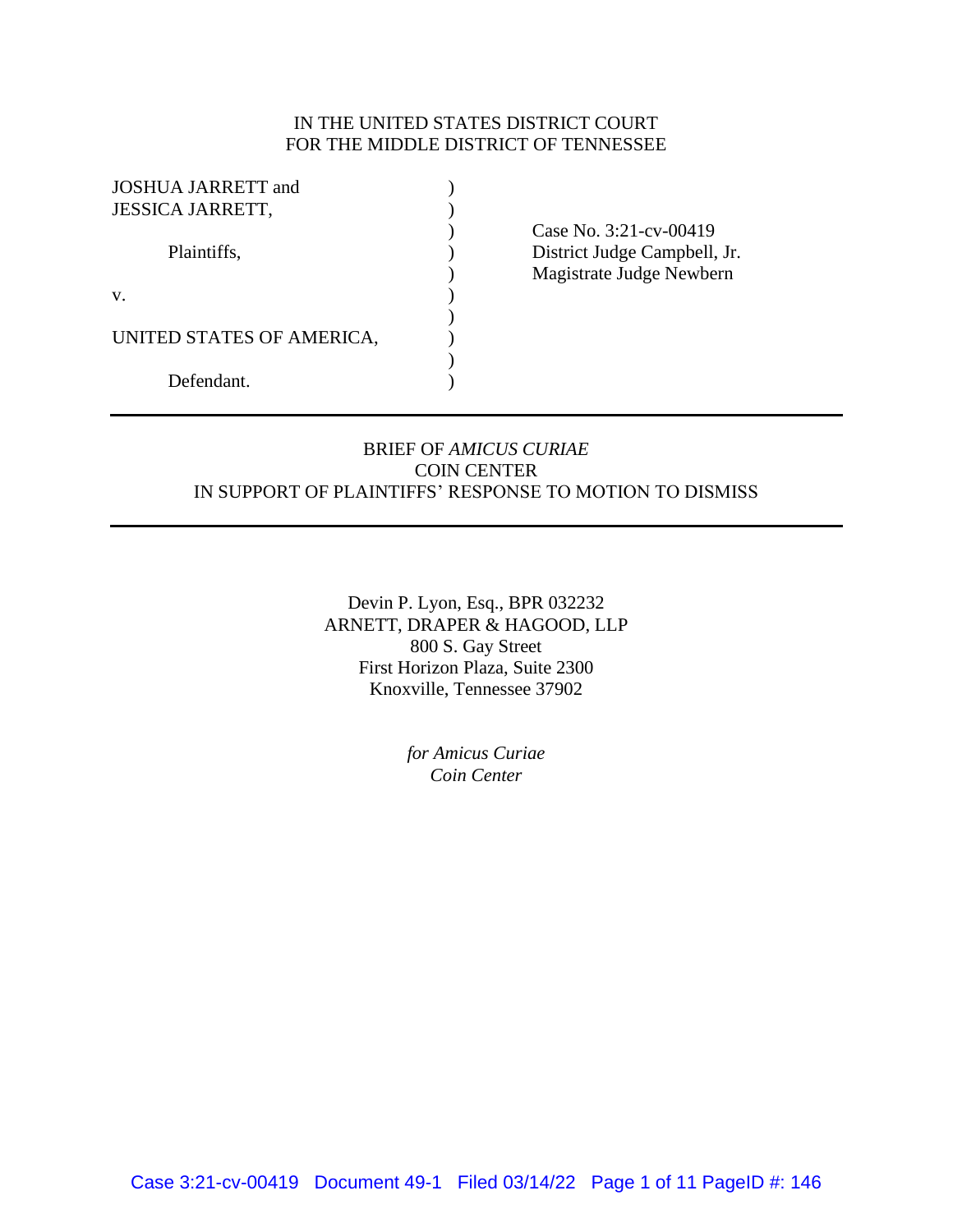IN THE UNITED STATES DISTRICT COURT
FOR THE MIDDLE DISTRICT OF TENNESSEE

| | | |
|---|---|---|
| JOSHUA JARRETT and JESSICA JARRETT, | ) | |
| | ) | Case No. 3:21-cv-00419 |
| Plaintiffs, | ) | District Judge Campbell, Jr. |
| | ) | Magistrate Judge Newbern |
| v. | ) | |
| | ) | |
| UNITED STATES OF AMERICA, | ) | |
| | ) | |
| Defendant. | ) | |

---

BRIEF OF *AMICUS CURIAE*
COIN CENTER
IN SUPPORT OF PLAINTIFFS' RESPONSE TO MOTION TO DISMISS

---

Devin P. Lyon, Esq., BPR 032232
ARNETT, DRAPER & HAGOOD, LLP
800 S. Gay Street
First Horizon Plaza, Suite 2300
Knoxville, Tennessee 37902

*for Amicus Curiae*
*Coin Center*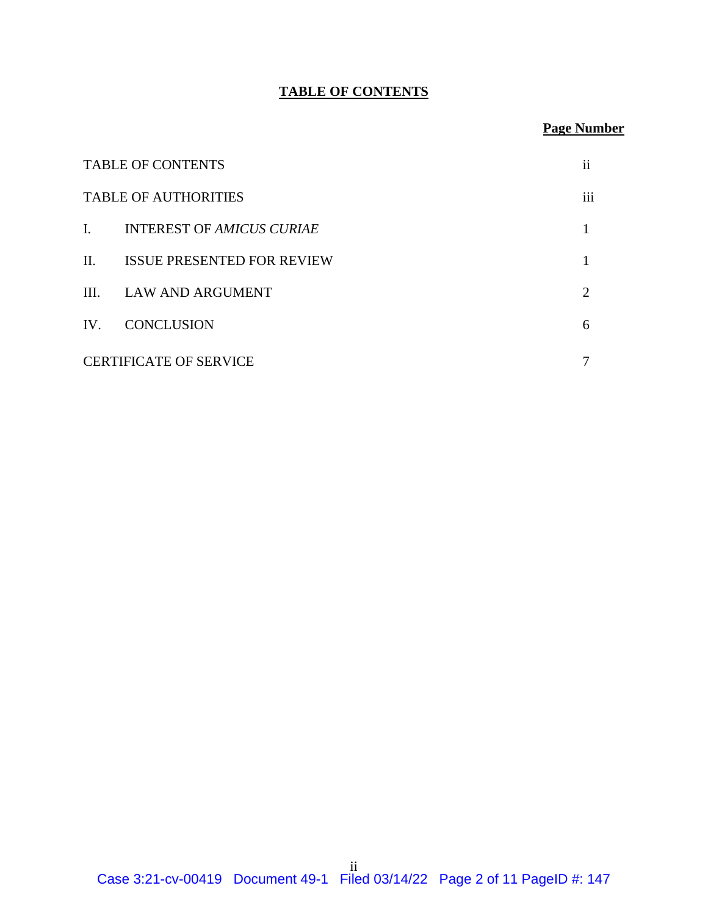# **TABLE OF CONTENTS**

| | | **Page Number** |
|---|---|---|
| TABLE OF CONTENTS | | ii |
| TABLE OF AUTHORITIES | | iii |
| I. | INTEREST OF *AMICUS CURIAE* | 1 |
| II. | ISSUE PRESENTED FOR REVIEW | 1 |
| III. | LAW AND ARGUMENT | 2 |
| IV. | CONCLUSION | 6 |
| CERTIFICATE OF SERVICE | | 7 |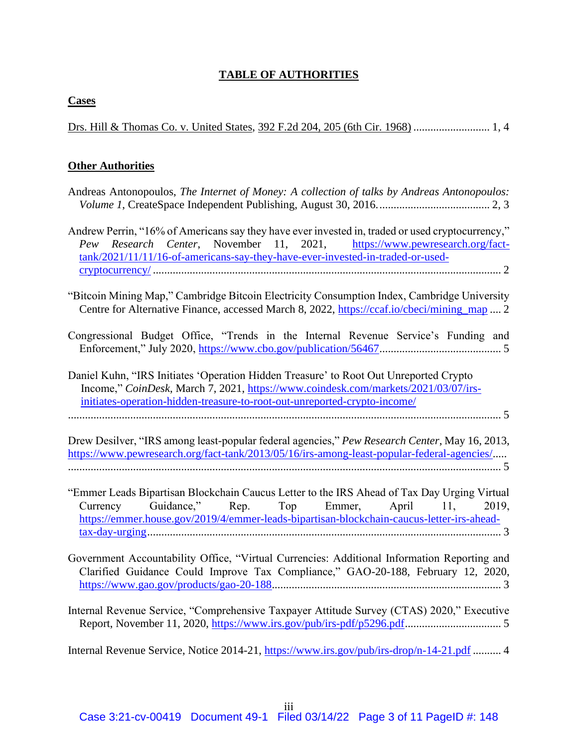# TABLE OF AUTHORITIES

## Cases

Drs. Hill & Thomas Co. v. United States, 392 F.2d 204, 205 (6th Cir. 1968) .......................... 1, 4

## Other Authorities

Andreas Antonopoulos, *The Internet of Money: A collection of talks by Andreas Antonopoulos: Volume 1*, CreateSpace Independent Publishing, August 30, 2016. ...................................... 2, 3

Andrew Perrin, "16% of Americans say they have ever invested in, traded or used cryptocurrency," *Pew Research Center*, November 11, 2021, https://www.pewresearch.org/fact-tank/2021/11/11/16-of-americans-say-they-have-ever-invested-in-traded-or-used-cryptocurrency/ .......................................................................................................... 2

"Bitcoin Mining Map," Cambridge Bitcoin Electricity Consumption Index, Cambridge University Centre for Alternative Finance, accessed March 8, 2022, https://ccaf.io/cbeci/mining_map .... 2

Congressional Budget Office, "Trends in the Internal Revenue Service's Funding and Enforcement," July 2020, https://www.cbo.gov/publication/56467.......................................... 5

Daniel Kuhn, "IRS Initiates 'Operation Hidden Treasure' to Root Out Unreported Crypto Income," *CoinDesk*, March 7, 2021, https://www.coindesk.com/markets/2021/03/07/irs-initiates-operation-hidden-treasure-to-root-out-unreported-crypto-income/ ........................................................................................................................................ 5

Drew Desilver, "IRS among least-popular federal agencies," *Pew Research Center*, May 16, 2013, https://www.pewresearch.org/fact-tank/2013/05/16/irs-among-least-popular-federal-agencies/..... ........................................................................................................................................ 5

"Emmer Leads Bipartisan Blockchain Caucus Letter to the IRS Ahead of Tax Day Urging Virtual Currency Guidance," Rep. Top Emmer, April 11, 2019, https://emmer.house.gov/2019/4/emmer-leads-bipartisan-blockchain-caucus-letter-irs-ahead-tax-day-urging............................................................................................................ 3

Government Accountability Office, "Virtual Currencies: Additional Information Reporting and Clarified Guidance Could Improve Tax Compliance," GAO-20-188, February 12, 2020, https://www.gao.gov/products/gao-20-188................................................................................. 3

Internal Revenue Service, "Comprehensive Taxpayer Attitude Survey (CTAS) 2020," Executive Report, November 11, 2020, https://www.irs.gov/pub/irs-pdf/p5296.pdf................................. 5

Internal Revenue Service, Notice 2014-21, https://www.irs.gov/pub/irs-drop/n-14-21.pdf .......... 4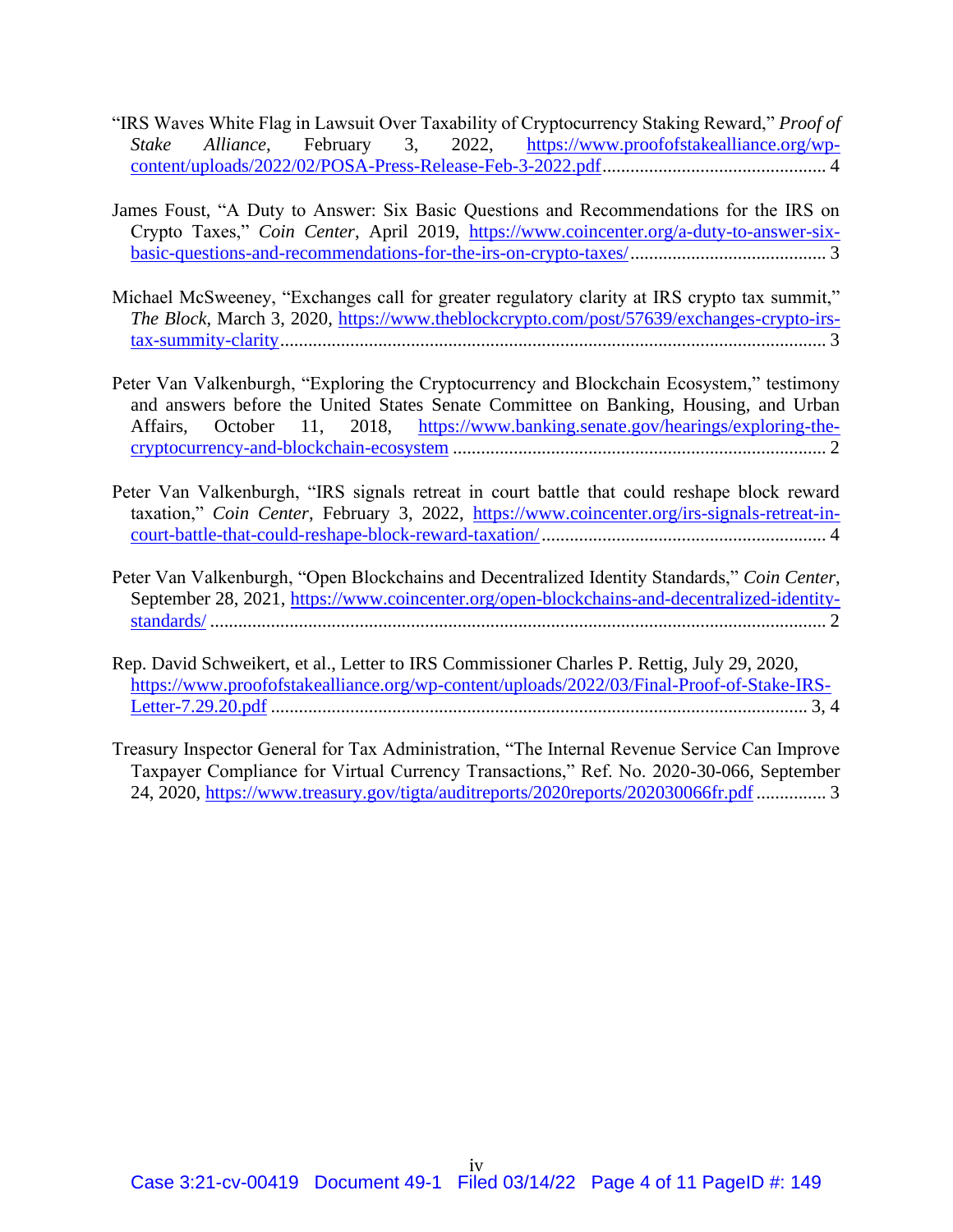"IRS Waves White Flag in Lawsuit Over Taxability of Cryptocurrency Staking Reward," *Proof of Stake Alliance*, February 3, 2022, https://www.proofofstakealliance.org/wp-content/uploads/2022/02/POSA-Press-Release-Feb-3-2022.pdf ............................................... 4

James Foust, "A Duty to Answer: Six Basic Questions and Recommendations for the IRS on Crypto Taxes," *Coin Center*, April 2019, https://www.coincenter.org/a-duty-to-answer-six-basic-questions-and-recommendations-for-the-irs-on-crypto-taxes/ .......................................... 3

Michael McSweeney, "Exchanges call for greater regulatory clarity at IRS crypto tax summit," *The Block*, March 3, 2020, https://www.theblockcrypto.com/post/57639/exchanges-crypto-irs-tax-summity-clarity.................................................................................................................... 3

Peter Van Valkenburgh, "Exploring the Cryptocurrency and Blockchain Ecosystem," testimony and answers before the United States Senate Committee on Banking, Housing, and Urban Affairs, October 11, 2018, https://www.banking.senate.gov/hearings/exploring-the-cryptocurrency-and-blockchain-ecosystem ............................................................................... 2

Peter Van Valkenburgh, "IRS signals retreat in court battle that could reshape block reward taxation," *Coin Center*, February 3, 2022, https://www.coincenter.org/irs-signals-retreat-in-court-battle-that-could-reshape-block-reward-taxation/ ............................................................ 4

Peter Van Valkenburgh, "Open Blockchains and Decentralized Identity Standards," *Coin Center*, September 28, 2021, https://www.coincenter.org/open-blockchains-and-decentralized-identity-standards/ .................................................................................................................. 2

Rep. David Schweikert, et al., Letter to IRS Commissioner Charles P. Rettig, July 29, 2020, https://www.proofofstakealliance.org/wp-content/uploads/2022/03/Final-Proof-of-Stake-IRS-Letter-7.29.20.pdf .................................................................................................................. 3, 4

Treasury Inspector General for Tax Administration, "The Internal Revenue Service Can Improve Taxpayer Compliance for Virtual Currency Transactions," Ref. No. 2020-30-066, September 24, 2020, https://www.treasury.gov/tigta/auditreports/2020reports/202030066fr.pdf ............... 3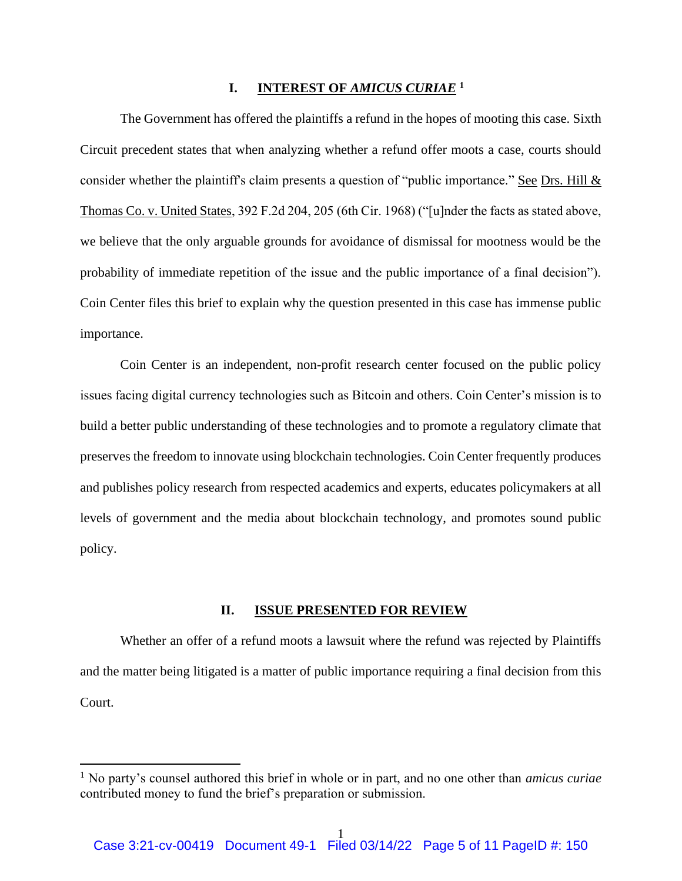## I. INTEREST OF *AMICUS CURIAE* [1]

The Government has offered the plaintiffs a refund in the hopes of mooting this case. Sixth Circuit precedent states that when analyzing whether a refund offer moots a case, courts should consider whether the plaintiff's claim presents a question of "public importance." See Drs. Hill & Thomas Co. v. United States, 392 F.2d 204, 205 (6th Cir. 1968) ("[u]nder the facts as stated above, we believe that the only arguable grounds for avoidance of dismissal for mootness would be the probability of immediate repetition of the issue and the public importance of a final decision"). Coin Center files this brief to explain why the question presented in this case has immense public importance.

Coin Center is an independent, non-profit research center focused on the public policy issues facing digital currency technologies such as Bitcoin and others. Coin Center's mission is to build a better public understanding of these technologies and to promote a regulatory climate that preserves the freedom to innovate using blockchain technologies. Coin Center frequently produces and publishes policy research from respected academics and experts, educates policymakers at all levels of government and the media about blockchain technology, and promotes sound public policy.

## II. ISSUE PRESENTED FOR REVIEW

Whether an offer of a refund moots a lawsuit where the refund was rejected by Plaintiffs and the matter being litigated is a matter of public importance requiring a final decision from this Court.

---

[1] No party's counsel authored this brief in whole or in part, and no one other than *amicus curiae* contributed money to fund the brief's preparation or submission.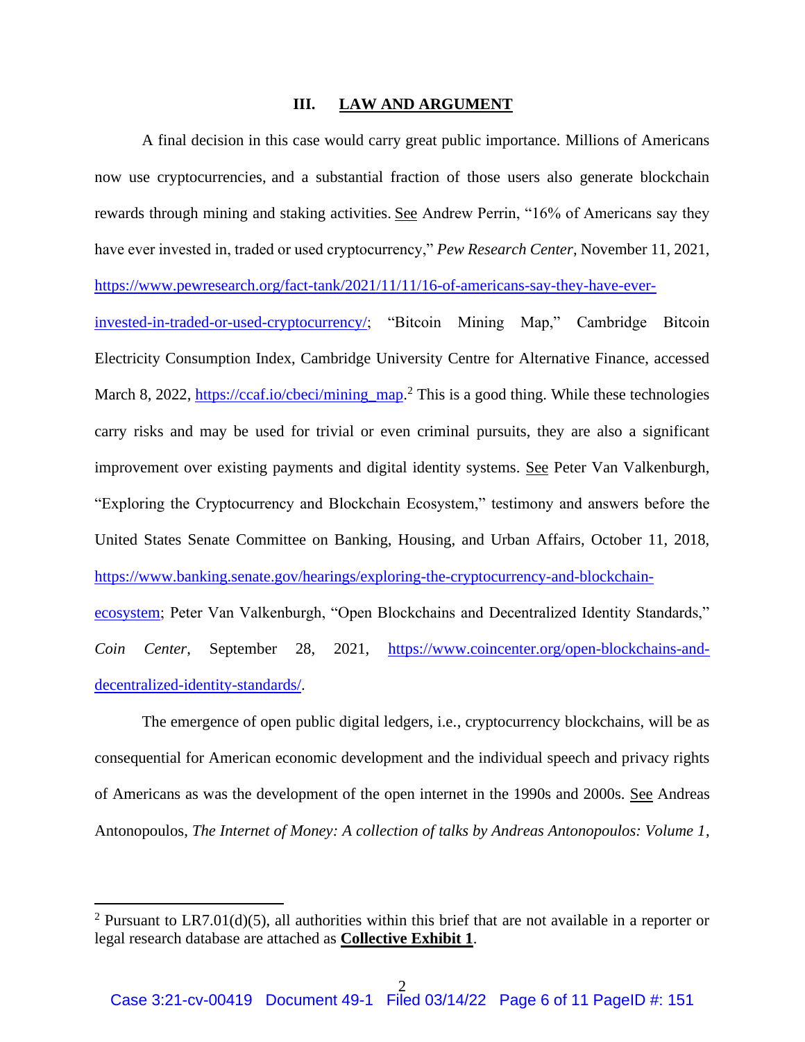## III. LAW AND ARGUMENT

A final decision in this case would carry great public importance. Millions of Americans now use cryptocurrencies, and a substantial fraction of those users also generate blockchain rewards through mining and staking activities. See Andrew Perrin, "16% of Americans say they have ever invested in, traded or used cryptocurrency," *Pew Research Center*, November 11, 2021, https://www.pewresearch.org/fact-tank/2021/11/11/16-of-americans-say-they-have-ever-invested-in-traded-or-used-cryptocurrency/; "Bitcoin Mining Map," Cambridge Bitcoin Electricity Consumption Index, Cambridge University Centre for Alternative Finance, accessed March 8, 2022, https://ccaf.io/cbeci/mining_map.[2] This is a good thing. While these technologies carry risks and may be used for trivial or even criminal pursuits, they are also a significant improvement over existing payments and digital identity systems. See Peter Van Valkenburgh, "Exploring the Cryptocurrency and Blockchain Ecosystem," testimony and answers before the United States Senate Committee on Banking, Housing, and Urban Affairs, October 11, 2018, https://www.banking.senate.gov/hearings/exploring-the-cryptocurrency-and-blockchain-ecosystem; Peter Van Valkenburgh, "Open Blockchains and Decentralized Identity Standards," *Coin Center*, September 28, 2021, https://www.coincenter.org/open-blockchains-and-decentralized-identity-standards/.

The emergence of open public digital ledgers, i.e., cryptocurrency blockchains, will be as consequential for American economic development and the individual speech and privacy rights of Americans as was the development of the open internet in the 1990s and 2000s. See Andreas Antonopoulos, *The Internet of Money: A collection of talks by Andreas Antonopoulos: Volume 1*,

---

[2] Pursuant to LR7.01(d)(5), all authorities within this brief that are not available in a reporter or legal research database are attached as **Collective Exhibit 1**.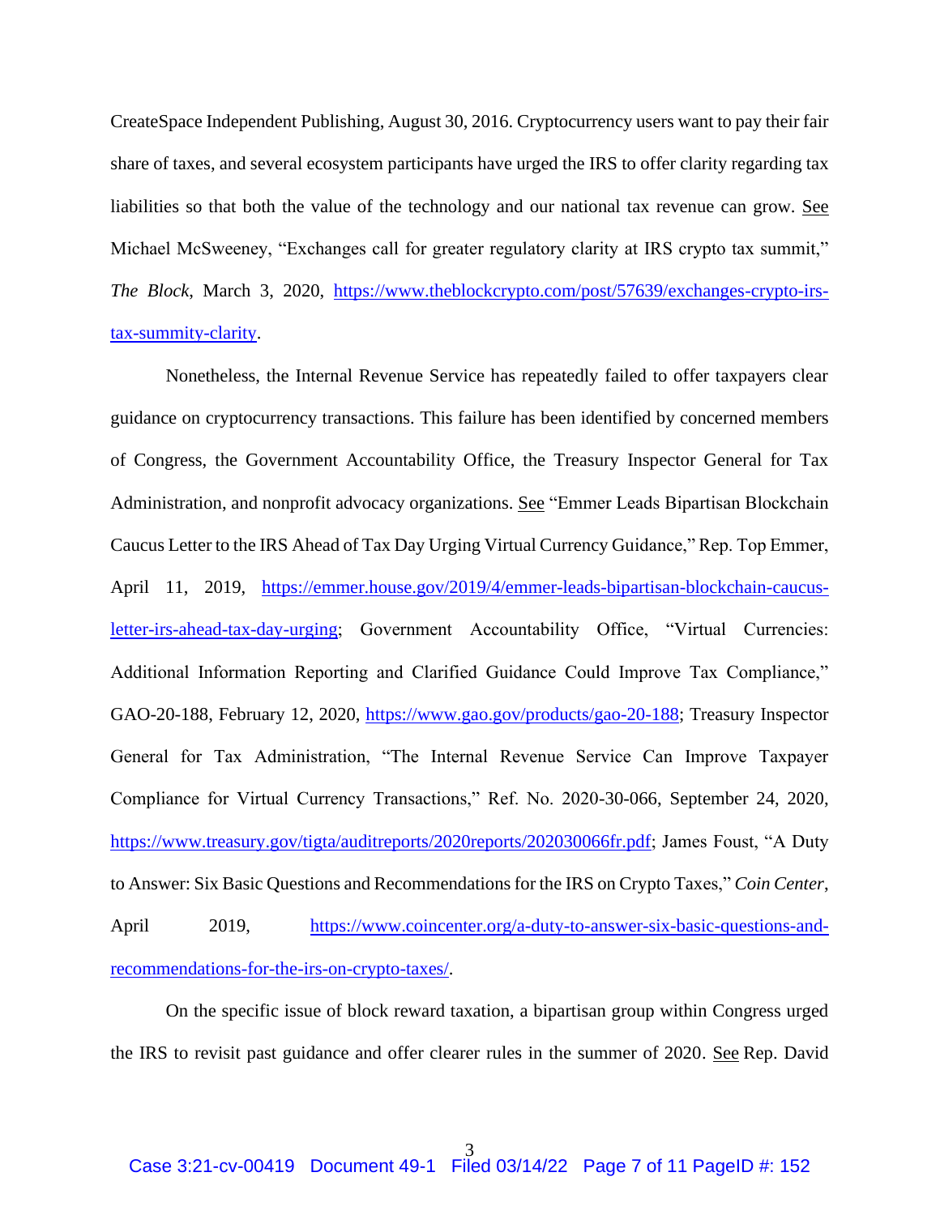CreateSpace Independent Publishing, August 30, 2016. Cryptocurrency users want to pay their fair share of taxes, and several ecosystem participants have urged the IRS to offer clarity regarding tax liabilities so that both the value of the technology and our national tax revenue can grow. See Michael McSweeney, "Exchanges call for greater regulatory clarity at IRS crypto tax summit," *The Block*, March 3, 2020, https://www.theblockcrypto.com/post/57639/exchanges-crypto-irs-tax-summity-clarity.

Nonetheless, the Internal Revenue Service has repeatedly failed to offer taxpayers clear guidance on cryptocurrency transactions. This failure has been identified by concerned members of Congress, the Government Accountability Office, the Treasury Inspector General for Tax Administration, and nonprofit advocacy organizations. See "Emmer Leads Bipartisan Blockchain Caucus Letter to the IRS Ahead of Tax Day Urging Virtual Currency Guidance," Rep. Top Emmer, April 11, 2019, https://emmer.house.gov/2019/4/emmer-leads-bipartisan-blockchain-caucus-letter-irs-ahead-tax-day-urging; Government Accountability Office, "Virtual Currencies: Additional Information Reporting and Clarified Guidance Could Improve Tax Compliance," GAO-20-188, February 12, 2020, https://www.gao.gov/products/gao-20-188; Treasury Inspector General for Tax Administration, "The Internal Revenue Service Can Improve Taxpayer Compliance for Virtual Currency Transactions," Ref. No. 2020-30-066, September 24, 2020, https://www.treasury.gov/tigta/auditreports/2020reports/202030066fr.pdf; James Foust, "A Duty to Answer: Six Basic Questions and Recommendations for the IRS on Crypto Taxes," *Coin Center*, April 2019, https://www.coincenter.org/a-duty-to-answer-six-basic-questions-and-recommendations-for-the-irs-on-crypto-taxes/.

On the specific issue of block reward taxation, a bipartisan group within Congress urged the IRS to revisit past guidance and offer clearer rules in the summer of 2020. See Rep. David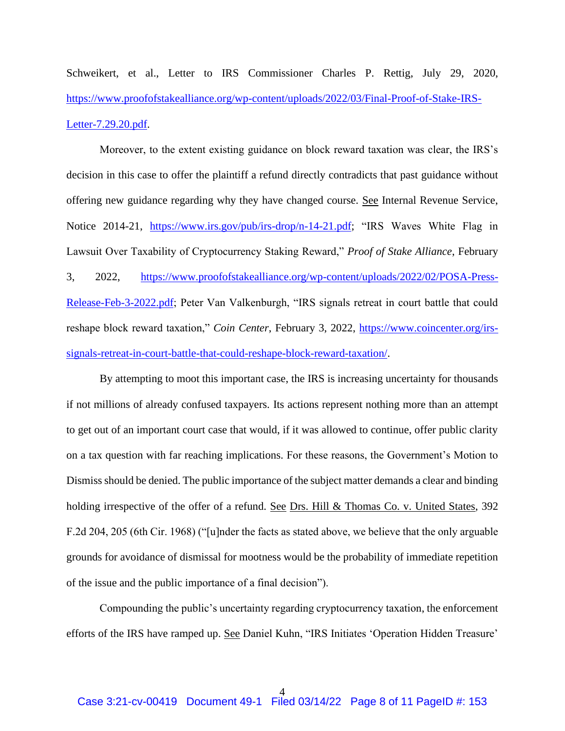Schweikert, et al., Letter to IRS Commissioner Charles P. Rettig, July 29, 2020, https://www.proofofstakealliance.org/wp-content/uploads/2022/03/Final-Proof-of-Stake-IRS-Letter-7.29.20.pdf.

Moreover, to the extent existing guidance on block reward taxation was clear, the IRS's decision in this case to offer the plaintiff a refund directly contradicts that past guidance without offering new guidance regarding why they have changed course. See Internal Revenue Service, Notice 2014-21, https://www.irs.gov/pub/irs-drop/n-14-21.pdf; "IRS Waves White Flag in Lawsuit Over Taxability of Cryptocurrency Staking Reward," *Proof of Stake Alliance*, February 3, 2022, https://www.proofofstakealliance.org/wp-content/uploads/2022/02/POSA-Press-Release-Feb-3-2022.pdf; Peter Van Valkenburgh, "IRS signals retreat in court battle that could reshape block reward taxation," *Coin Center*, February 3, 2022, https://www.coincenter.org/irs-signals-retreat-in-court-battle-that-could-reshape-block-reward-taxation/.

By attempting to moot this important case, the IRS is increasing uncertainty for thousands if not millions of already confused taxpayers. Its actions represent nothing more than an attempt to get out of an important court case that would, if it was allowed to continue, offer public clarity on a tax question with far reaching implications. For these reasons, the Government's Motion to Dismiss should be denied. The public importance of the subject matter demands a clear and binding holding irrespective of the offer of a refund. See Drs. Hill & Thomas Co. v. United States, 392 F.2d 204, 205 (6th Cir. 1968) ("[u]nder the facts as stated above, we believe that the only arguable grounds for avoidance of dismissal for mootness would be the probability of immediate repetition of the issue and the public importance of a final decision").

Compounding the public's uncertainty regarding cryptocurrency taxation, the enforcement efforts of the IRS have ramped up. See Daniel Kuhn, "IRS Initiates 'Operation Hidden Treasure'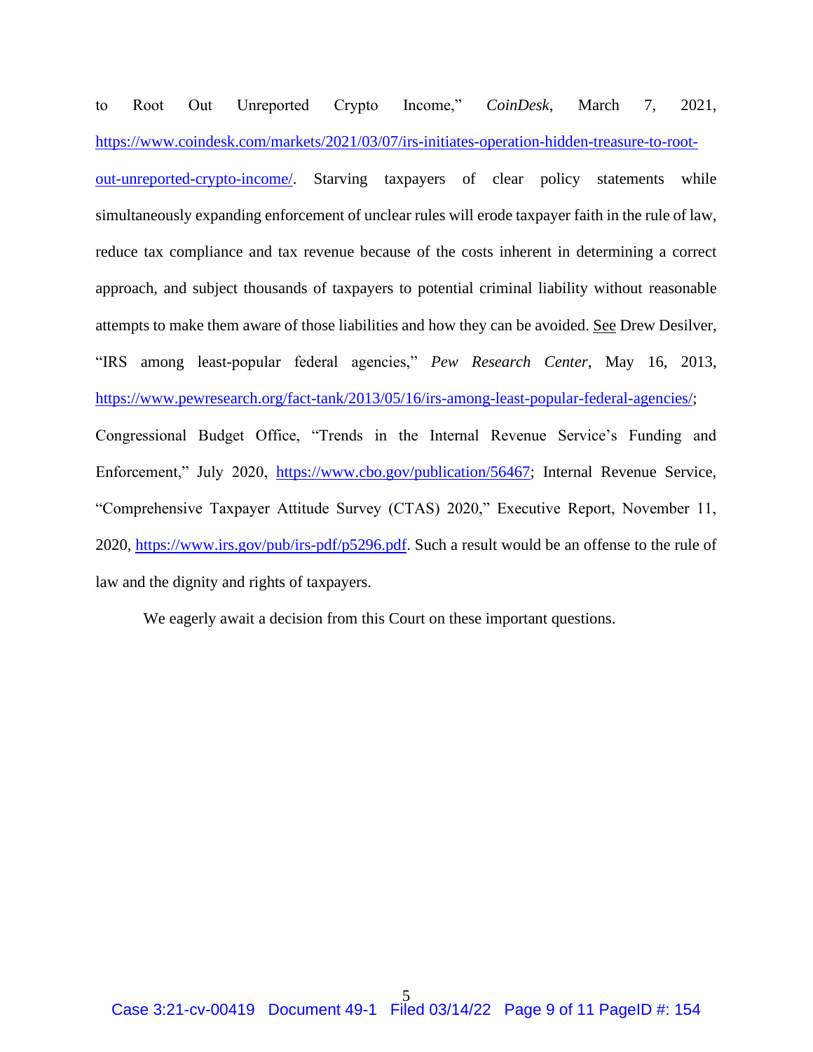to Root Out Unreported Crypto Income," *CoinDesk*, March 7, 2021, https://www.coindesk.com/markets/2021/03/07/irs-initiates-operation-hidden-treasure-to-root-out-unreported-crypto-income/. Starving taxpayers of clear policy statements while simultaneously expanding enforcement of unclear rules will erode taxpayer faith in the rule of law, reduce tax compliance and tax revenue because of the costs inherent in determining a correct approach, and subject thousands of taxpayers to potential criminal liability without reasonable attempts to make them aware of those liabilities and how they can be avoided. See Drew Desilver, "IRS among least-popular federal agencies," *Pew Research Center*, May 16, 2013, https://www.pewresearch.org/fact-tank/2013/05/16/irs-among-least-popular-federal-agencies/; Congressional Budget Office, "Trends in the Internal Revenue Service's Funding and Enforcement," July 2020, https://www.cbo.gov/publication/56467; Internal Revenue Service, "Comprehensive Taxpayer Attitude Survey (CTAS) 2020," Executive Report, November 11, 2020, https://www.irs.gov/pub/irs-pdf/p5296.pdf. Such a result would be an offense to the rule of law and the dignity and rights of taxpayers.

We eagerly await a decision from this Court on these important questions.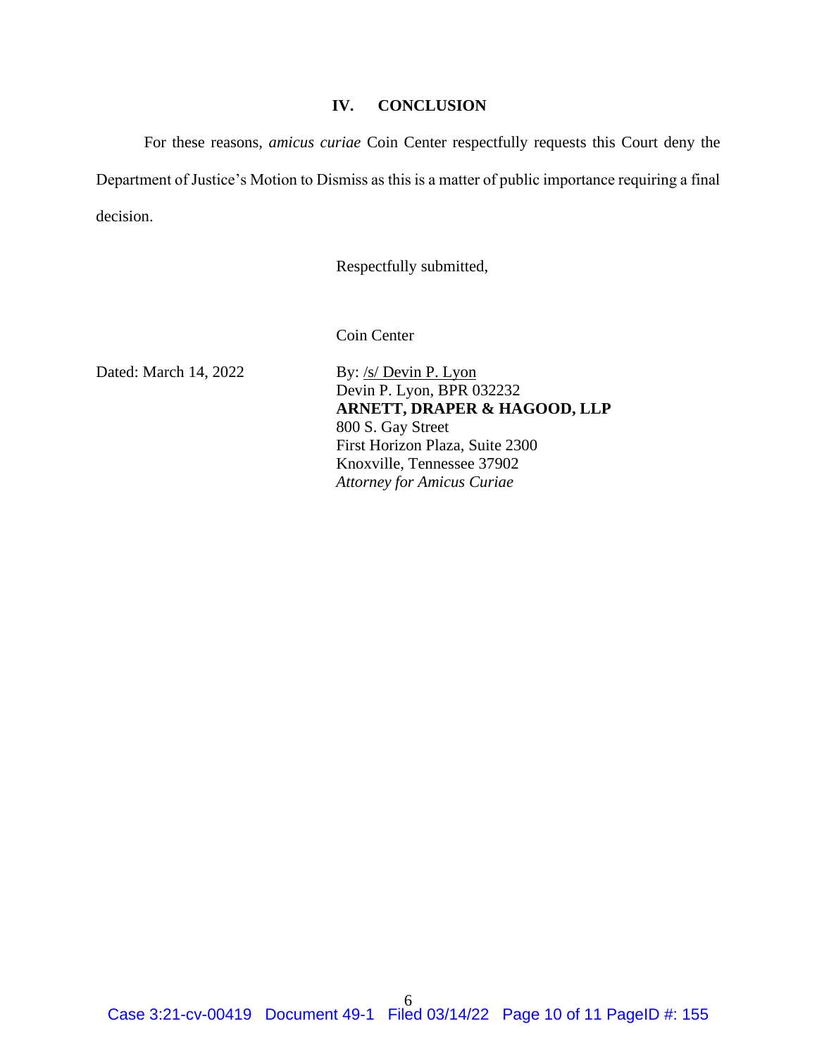## IV. CONCLUSION

For these reasons, *amicus curiae* Coin Center respectfully requests this Court deny the Department of Justice's Motion to Dismiss as this is a matter of public importance requiring a final decision.

Respectfully submitted,

Coin Center

Dated: March 14, 2022

By: /s/ Devin P. Lyon
Devin P. Lyon, BPR 032232
**ARNETT, DRAPER & HAGOOD, LLP**
800 S. Gay Street
First Horizon Plaza, Suite 2300
Knoxville, Tennessee 37902
*Attorney for Amicus Curiae*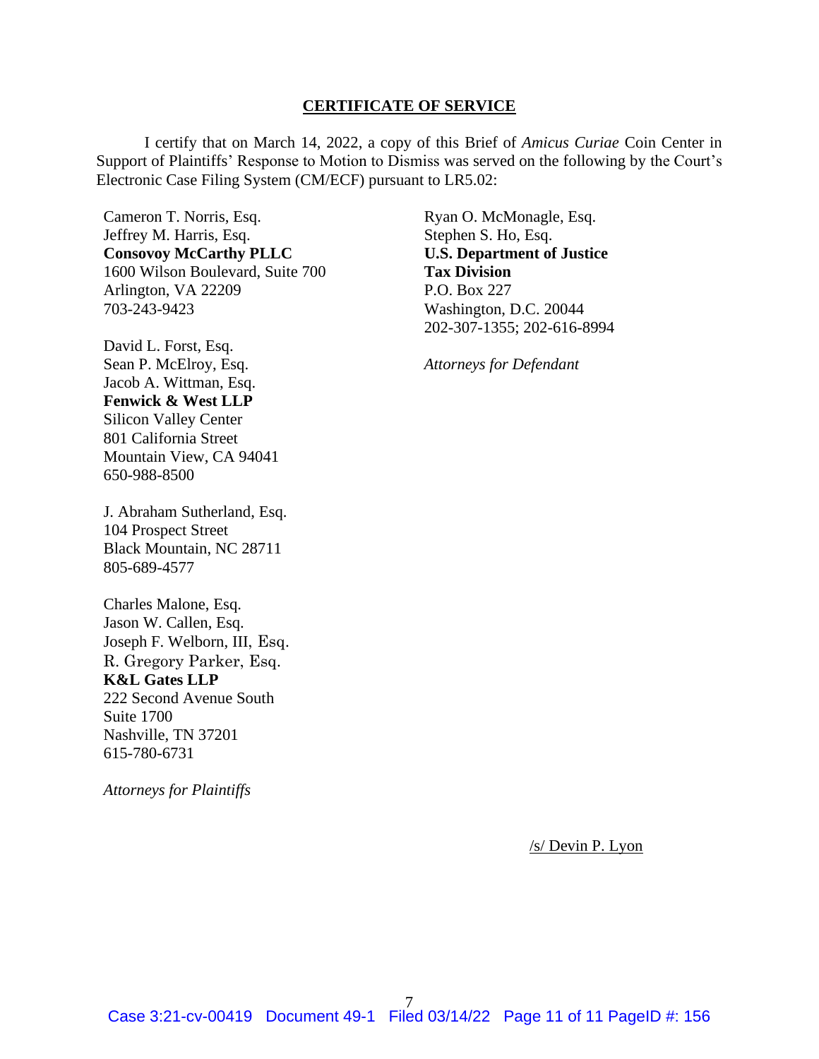## CERTIFICATE OF SERVICE

I certify that on March 14, 2022, a copy of this Brief of *Amicus Curiae* Coin Center in Support of Plaintiffs' Response to Motion to Dismiss was served on the following by the Court's Electronic Case Filing System (CM/ECF) pursuant to LR5.02:

Cameron T. Norris, Esq.
Jeffrey M. Harris, Esq.
**Consovoy McCarthy PLLC**
1600 Wilson Boulevard, Suite 700
Arlington, VA 22209
703-243-9423

David L. Forst, Esq.
Sean P. McElroy, Esq.
Jacob A. Wittman, Esq.
**Fenwick & West LLP**
Silicon Valley Center
801 California Street
Mountain View, CA 94041
650-988-8500

J. Abraham Sutherland, Esq.
104 Prospect Street
Black Mountain, NC 28711
805-689-4577

Charles Malone, Esq.
Jason W. Callen, Esq.
Joseph F. Welborn, III, Esq.
R. Gregory Parker, Esq.
**K&L Gates LLP**
222 Second Avenue South
Suite 1700
Nashville, TN 37201
615-780-6731

*Attorneys for Plaintiffs*

Ryan O. McMonagle, Esq.
Stephen S. Ho, Esq.
**U.S. Department of Justice**
**Tax Division**
P.O. Box 227
Washington, D.C. 20044
202-307-1355; 202-616-8994

*Attorneys for Defendant*

/s/ Devin P. Lyon